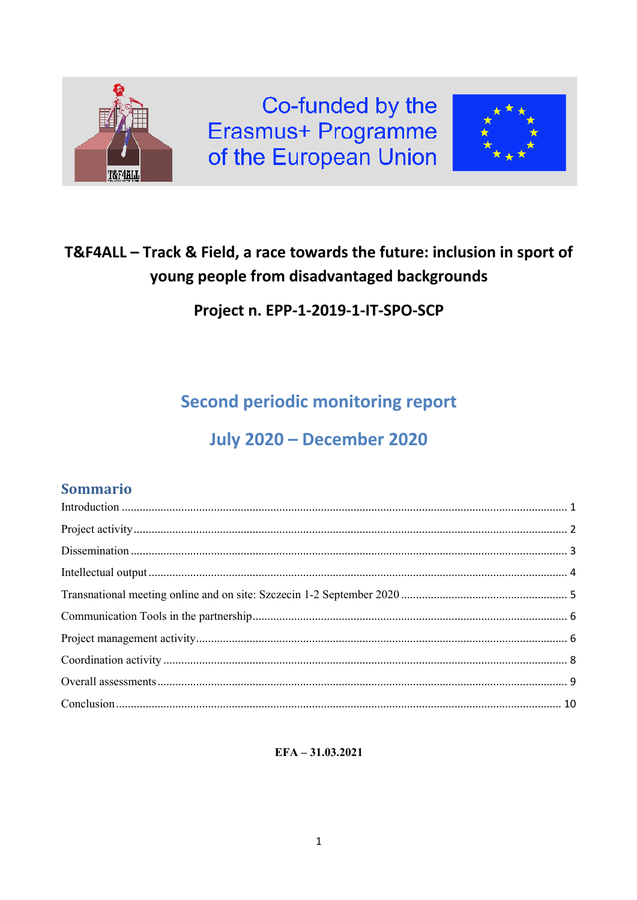Co-funded by the Erasmus+ Programme of the European Union

**T&F4ALL – Track & Field, a race towards the future: inclusion in sport of young people from disadvantaged backgrounds**

**Project n. EPP-1-2019-1-IT-SPO-SCP**

# Second periodic monitoring report

# July 2020 – December 2020

## Sommario

Introduction ..... 1

Project activity ..... 2

Dissemination ..... 3

Intellectual output ..... 4

Transnational meeting online and on site: Szczecin 1-2 September 2020 ..... 5

Communication Tools in the partnership ..... 6

Project management activity ..... 6

Coordination activity ..... 8

Overall assessments ..... 9

Conclusion ..... 10

**EFA – 31.03.2021**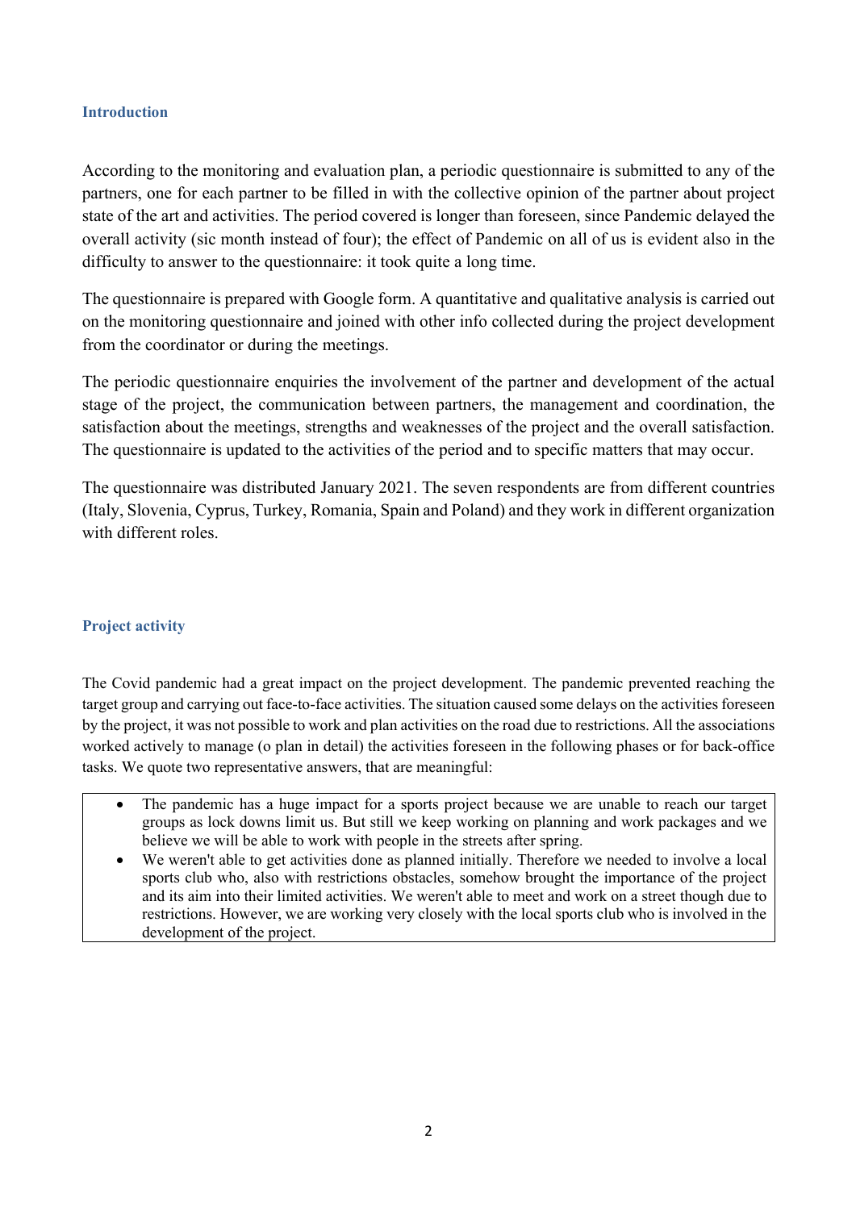## Introduction

According to the monitoring and evaluation plan, a periodic questionnaire is submitted to any of the partners, one for each partner to be filled in with the collective opinion of the partner about project state of the art and activities. The period covered is longer than foreseen, since Pandemic delayed the overall activity (sic month instead of four); the effect of Pandemic on all of us is evident also in the difficulty to answer to the questionnaire: it took quite a long time.

The questionnaire is prepared with Google form. A quantitative and qualitative analysis is carried out on the monitoring questionnaire and joined with other info collected during the project development from the coordinator or during the meetings.

The periodic questionnaire enquiries the involvement of the partner and development of the actual stage of the project, the communication between partners, the management and coordination, the satisfaction about the meetings, strengths and weaknesses of the project and the overall satisfaction. The questionnaire is updated to the activities of the period and to specific matters that may occur.

The questionnaire was distributed January 2021. The seven respondents are from different countries (Italy, Slovenia, Cyprus, Turkey, Romania, Spain and Poland) and they work in different organization with different roles.

## Project activity

The Covid pandemic had a great impact on the project development. The pandemic prevented reaching the target group and carrying out face-to-face activities. The situation caused some delays on the activities foreseen by the project, it was not possible to work and plan activities on the road due to restrictions. All the associations worked actively to manage (o plan in detail) the activities foreseen in the following phases or for back-office tasks. We quote two representative answers, that are meaningful:

- The pandemic has a huge impact for a sports project because we are unable to reach our target groups as lock downs limit us. But still we keep working on planning and work packages and we believe we will be able to work with people in the streets after spring.
- We weren't able to get activities done as planned initially. Therefore we needed to involve a local sports club who, also with restrictions obstacles, somehow brought the importance of the project and its aim into their limited activities. We weren't able to meet and work on a street though due to restrictions. However, we are working very closely with the local sports club who is involved in the development of the project.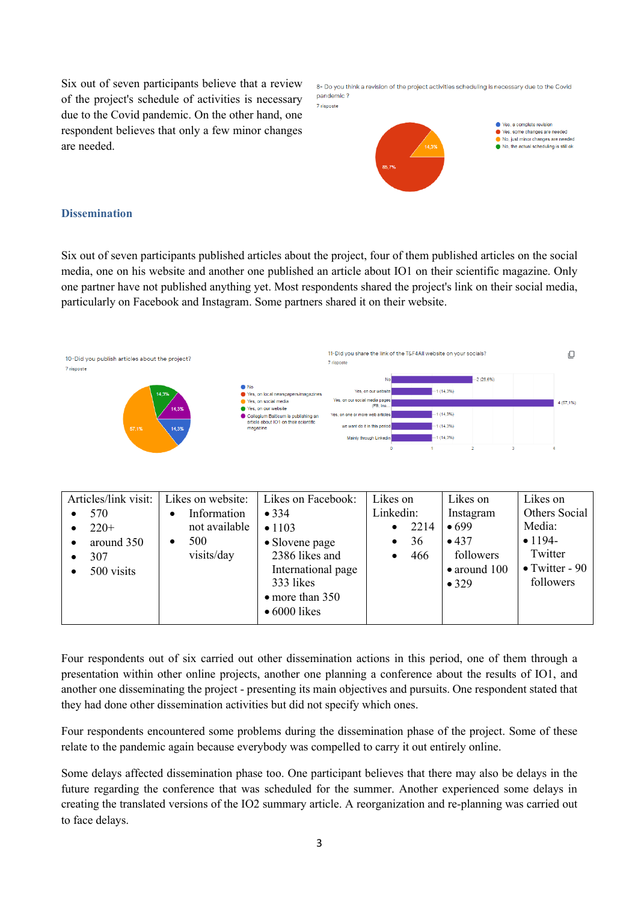Six out of seven participants believe that a review of the project's schedule of activities is necessary due to the Covid pandemic. On the other hand, one respondent believes that only a few minor changes are needed.

8- Do you think a revision of the project activities scheduling is necessary due to the Covid pandemic ?
7 risposte

- Yes, a complete revision
- Yes, some changes are needed
- No, just minor changes are needed
- No, the actual scheduling is still ok

85,7%
14,3%

## Dissemination

Six out of seven participants published articles about the project, four of them published articles on the social media, one on his website and another one published an article about IO1 on their scientific magazine. Only one partner have not published anything yet. Most respondents shared the project's link on their social media, particularly on Facebook and Instagram. Some partners shared it on their website.

10-Did you publish articles about the project?
7 risposte

- No
- Yes, on local newspapers/magazines
- Yes, on social media
- Yes, on our website
- Collegium Balticum is publishing an article about IO1 on their scientific magazine

57,1%
14,3%
14,3%
14,3%

11-Did you share the link of the T&F4All website on your socials?
7 risposte

| Answer | Count |
|---|---|
| No | 2 (28,6%) |
| Yes, on our website | 1 (14,3%) |
| Yes, on our social media pages (FB, Ins... | 4 (57,1%) |
| Yes, on one or more web articles | 1 (14,3%) |
| we want do it in this period | 1 (14,3%) |
| Mainly through Linkedin | 1 (14,3%) |

| Articles/link visit: | Likes on website: | Likes on Facebook: | Likes on Linkedin: | Likes on Instagram | Likes on Others Social Media: |
|---|---|---|---|---|---|
| • 570<br>• 220+<br>• around 350<br>• 307<br>• 500 visits | • Information not available<br>• 500 visits/day | • 334<br>• 1103<br>• Slovene page 2386 likes and International page 333 likes<br>• more than 350<br>• 6000 likes | • 2214<br>• 36<br>• 466 | • 699<br>• 437 followers<br>• around 100<br>• 329 | • 1194- Twitter<br>• Twitter - 90 followers |

Four respondents out of six carried out other dissemination actions in this period, one of them through a presentation within other online projects, another one planning a conference about the results of IO1, and another one disseminating the project - presenting its main objectives and pursuits. One respondent stated that they had done other dissemination activities but did not specify which ones.

Four respondents encountered some problems during the dissemination phase of the project. Some of these relate to the pandemic again because everybody was compelled to carry it out entirely online.

Some delays affected dissemination phase too. One participant believes that there may also be delays in the future regarding the conference that was scheduled for the summer. Another experienced some delays in creating the translated versions of the IO2 summary article. A reorganization and re-planning was carried out to face delays.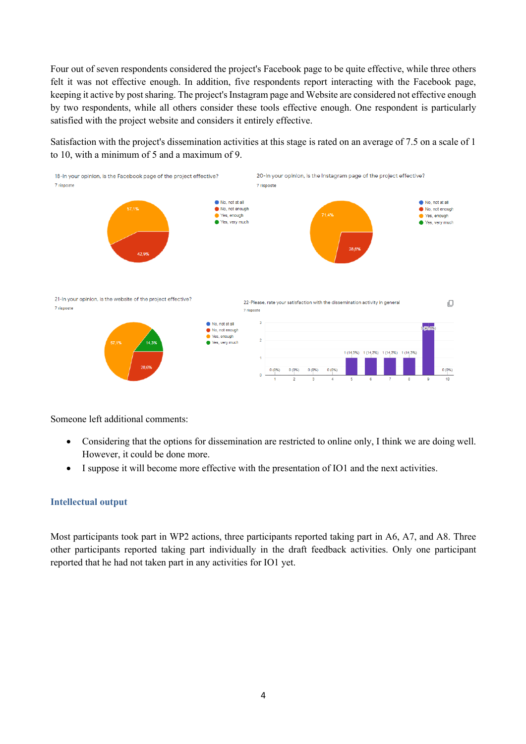Four out of seven respondents considered the project's Facebook page to be quite effective, while three others felt it was not effective enough. In addition, five respondents report interacting with the Facebook page, keeping it active by post sharing. The project's Instagram page and Website are considered not effective enough by two respondents, while all others consider these tools effective enough. One respondent is particularly satisfied with the project website and considers it entirely effective.

Satisfaction with the project's dissemination activities at this stage is rated on an average of 7.5 on a scale of 1 to 10, with a minimum of 5 and a maximum of 9.

18-In your opinion, is the Facebook page of the project effective?
7 risposte

- No, not at all
- No, not enough: 42,9%
- Yes, enough: 57,1%
- Yes, very much

20-In your opinion, is the Instagram page of the project effective?
7 risposte

- No, not at all
- No, not enough: 28,6%
- Yes, enough: 71,4%
- Yes, very much

21-In your opinion, is the website of the project effective?
7 risposte

- No, not at all
- No, not enough: 28,6%
- Yes, enough: 57,1%
- Yes, very much: 14,3%

22-Please, rate your satisfaction with the dissemination activity in general
7 risposte

| Rating | 1 | 2 | 3 | 4 | 5 | 6 | 7 | 8 | 9 | 10 |
|---|---|---|---|---|---|---|---|---|---|---|
| Responses | 0 (0%) | 0 (0%) | 0 (0%) | 0 (0%) | 1 (14,3%) | 1 (14,3%) | 1 (14,3%) | 1 (14,3%) | 3 (42,9%) | 0 (0%) |

Someone left additional comments:

- Considering that the options for dissemination are restricted to online only, I think we are doing well. However, it could be done more.
- I suppose it will become more effective with the presentation of IO1 and the next activities.

## Intellectual output

Most participants took part in WP2 actions, three participants reported taking part in A6, A7, and A8. Three other participants reported taking part individually in the draft feedback activities. Only one participant reported that he had not taken part in any activities for IO1 yet.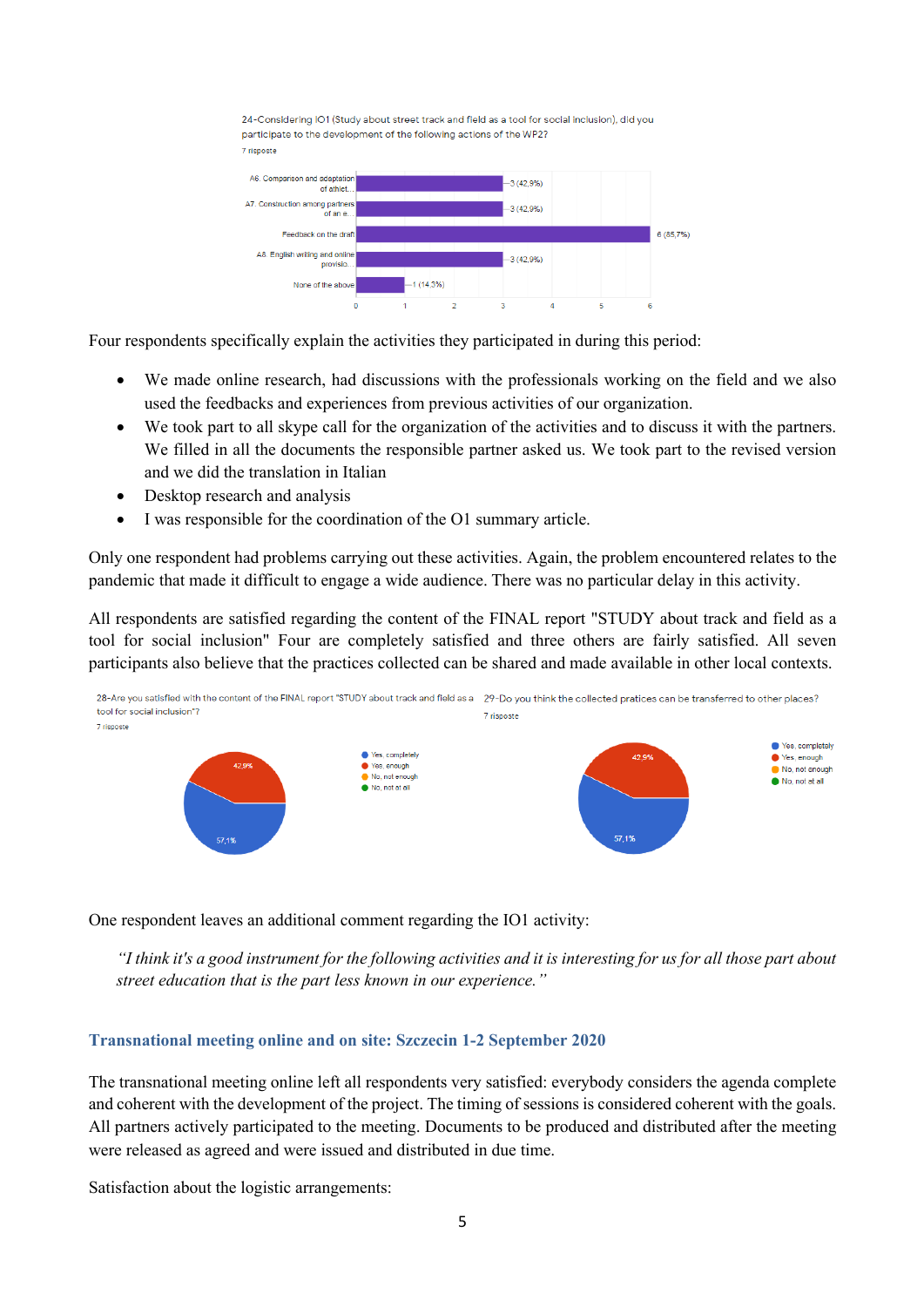24-Considering IO1 (Study about street track and field as a tool for social inclusion), did you participate to the development of the following actions of the WP2?

7 risposte

| Action | Responses |
|---|---|
| A6. Comparison and adaptation of athlet... | 3 (42,9%) |
| A7. Construction among partners of an e... | 3 (42,9%) |
| Feedback on the draft | 6 (85,7%) |
| A8. English writing and online provisio... | 3 (42,9%) |
| None of the above | 1 (14,3%) |

Four respondents specifically explain the activities they participated in during this period:

- We made online research, had discussions with the professionals working on the field and we also used the feedbacks and experiences from previous activities of our organization.
- We took part to all skype call for the organization of the activities and to discuss it with the partners. We filled in all the documents the responsible partner asked us. We took part to the revised version and we did the translation in Italian
- Desktop research and analysis
- I was responsible for the coordination of the O1 summary article.

Only one respondent had problems carrying out these activities. Again, the problem encountered relates to the pandemic that made it difficult to engage a wide audience. There was no particular delay in this activity.

All respondents are satisfied regarding the content of the FINAL report "STUDY about track and field as a tool for social inclusion" Four are completely satisfied and three others are fairly satisfied. All seven participants also believe that the practices collected can be shared and made available in other local contexts.

28-Are you satisfied with the content of the FINAL report "STUDY about track and field as a tool for social inclusion"?

7 risposte

| Answer | Percentage |
|---|---|
| Yes, completely | 57,1% |
| Yes, enough | 42,9% |
| No, not enough | |
| No, not at all | |

29-Do you think the collected pratices can be transferred to other places?

7 risposte

| Answer | Percentage |
|---|---|
| Yes, completely | 57,1% |
| Yes, enough | 42,9% |
| No, not enough | |
| No, not at all | |

One respondent leaves an additional comment regarding the IO1 activity:

> *"I think it's a good instrument for the following activities and it is interesting for us for all those part about street education that is the part less known in our experience."*

### Transnational meeting online and on site: Szczecin 1-2 September 2020

The transnational meeting online left all respondents very satisfied: everybody considers the agenda complete and coherent with the development of the project. The timing of sessions is considered coherent with the goals. All partners actively participated to the meeting. Documents to be produced and distributed after the meeting were released as agreed and were issued and distributed in due time.

Satisfaction about the logistic arrangements: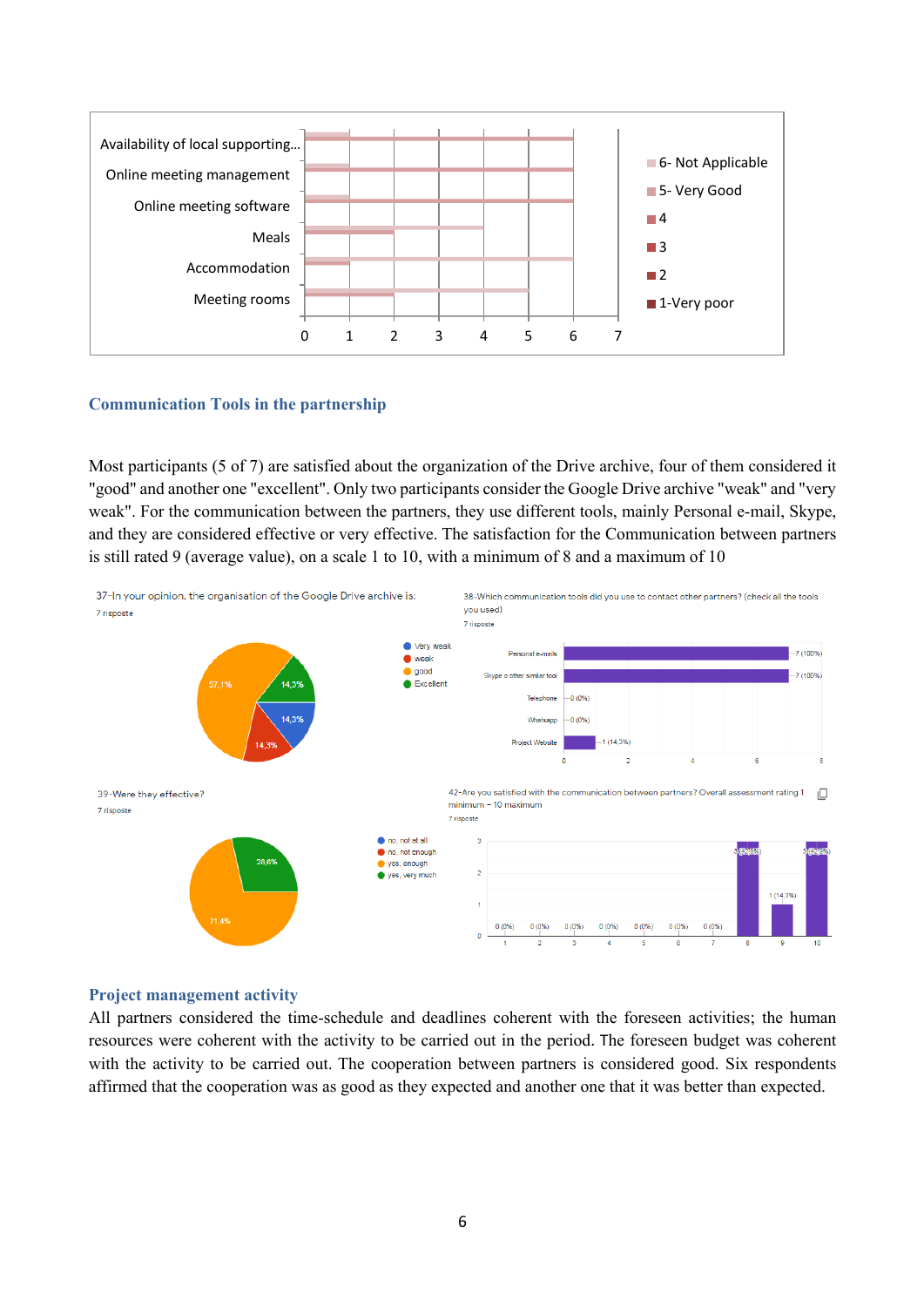## Communication Tools in the partnership

Most participants (5 of 7) are satisfied about the organization of the Drive archive, four of them considered it "good" and another one "excellent". Only two participants consider the Google Drive archive "weak" and "very weak". For the communication between the partners, they use different tools, mainly Personal e-mail, Skype, and they are considered effective or very effective. The satisfaction for the Communication between partners is still rated 9 (average value), on a scale 1 to 10, with a minimum of 8 and a maximum of 10

## Project management activity

All partners considered the time-schedule and deadlines coherent with the foreseen activities; the human resources were coherent with the activity to be carried out in the period. The foreseen budget was coherent with the activity to be carried out. The cooperation between partners is considered good. Six respondents affirmed that the cooperation was as good as they expected and another one that it was better than expected.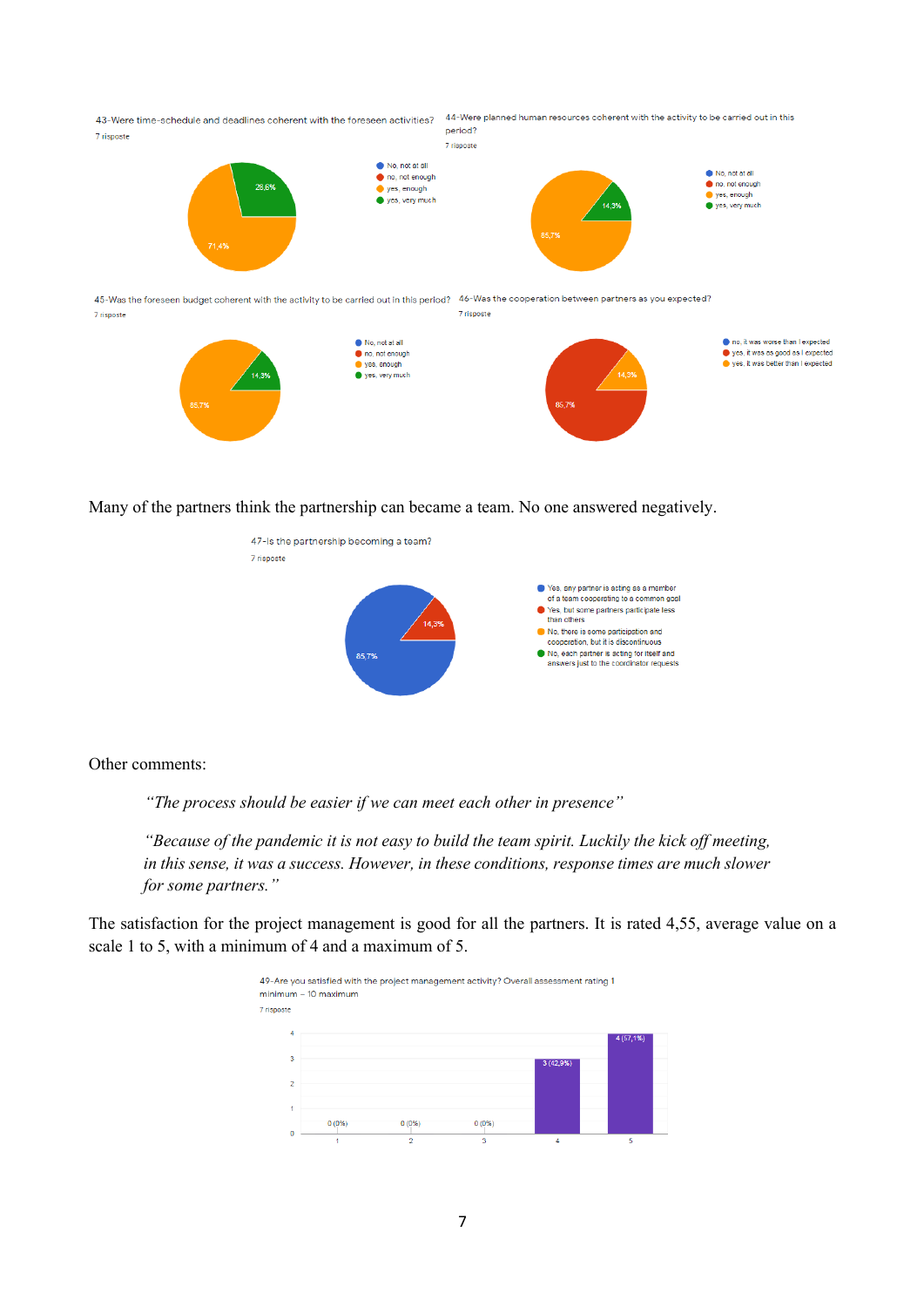43-Were time-schedule and deadlines coherent with the foreseen activities?

7 risposte

- No, not at all
- no, not enough
- yes, enough: 71,4%
- yes, very much: 28,6%

44-Were planned human resources coherent with the activity to be carried out in this period?

7 risposte

- No, not at all
- no, not enough
- yes, enough: 85,7%
- yes, very much: 14,3%

45-Was the foreseen budget coherent with the activity to be carried out in this period?

7 risposte

- No, not at all
- no, not enough
- yes, enough: 85,7%
- yes, very much: 14,3%

46-Was the cooperation between partners as you expected?

7 risposte

- no, it was worse than I expected
- yes, it was as good as I expected: 85,7%
- yes, it was better than I expected: 14,3%

Many of the partners think the partnership can became a team. No one answered negatively.

47-Is the partnership becoming a team?

7 risposte

- Yes, any partner is acting as a member of a team cooperating to a common goal: 85,7%
- Yes, but some partners participate less than others: 14,3%
- No, there is some participation and cooperation, but it is discontinuous
- No, each partner is acting for itself and answers just to the coordinator requests

Other comments:

> *"The process should be easier if we can meet each other in presence"*
>
> *"Because of the pandemic it is not easy to build the team spirit. Luckily the kick off meeting, in this sense, it was a success. However, in these conditions, response times are much slower for some partners."*

The satisfaction for the project management is good for all the partners. It is rated 4,55, average value on a scale 1 to 5, with a minimum of 4 and a maximum of 5.

49-Are you satisfied with the project management activity? Overall assessment rating 1 minimum – 10 maximum

7 risposte

| Rating | 1 | 2 | 3 | 4 | 5 |
|---|---|---|---|---|---|
| Responses | 0 (0%) | 0 (0%) | 0 (0%) | 3 (42,9%) | 4 (57,1%) |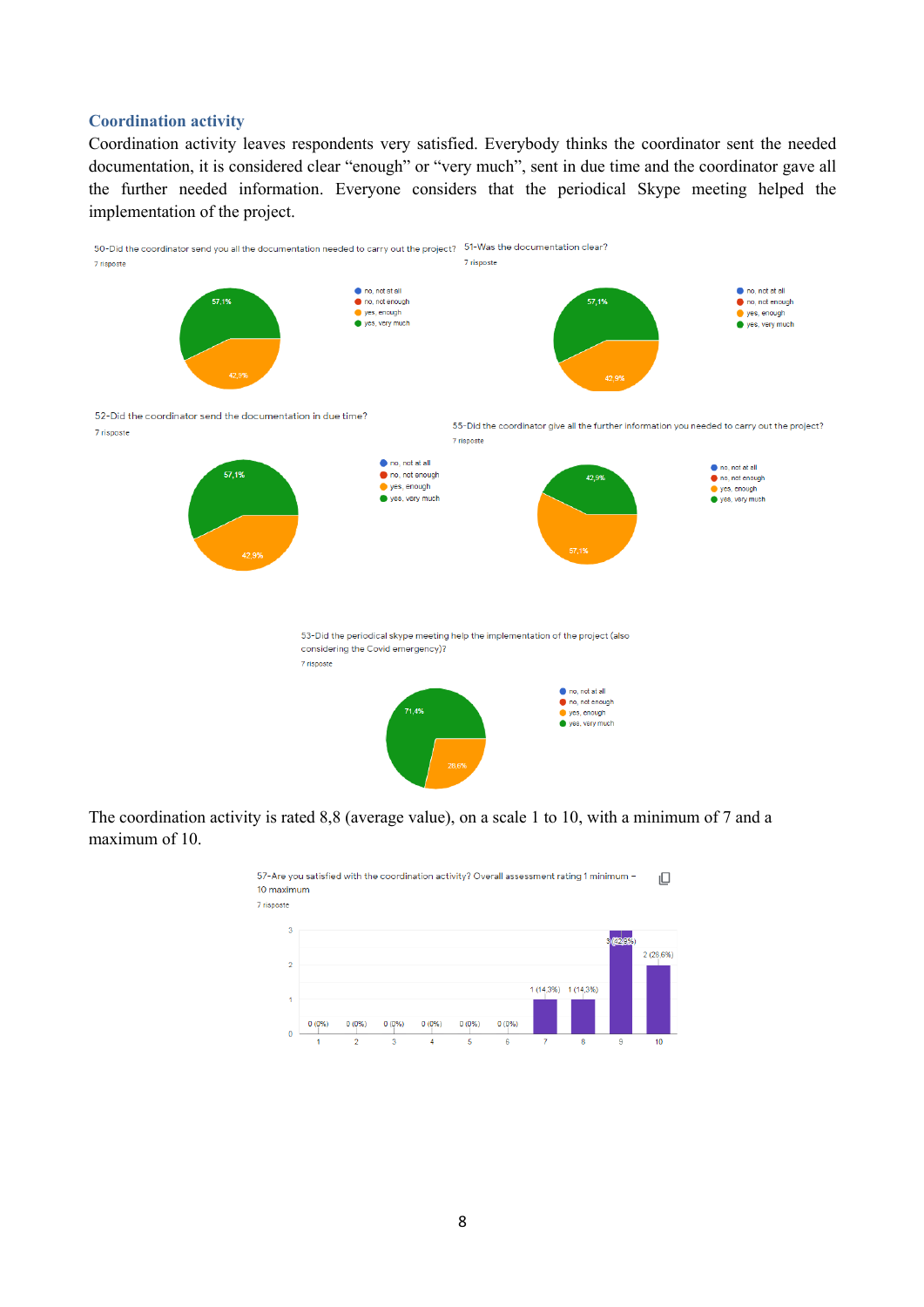## Coordination activity

Coordination activity leaves respondents very satisfied. Everybody thinks the coordinator sent the needed documentation, it is considered clear "enough" or "very much", sent in due time and the coordinator gave all the further needed information. Everyone considers that the periodical Skype meeting helped the implementation of the project.

50-Did the coordinator send you all the documentation needed to carry out the project?
7 risposte

- no, not at all
- no, not enough
- yes, enough: 42,9%
- yes, very much: 57,1%

51-Was the documentation clear?
7 risposte

- no, not at all
- no, not enough
- yes, enough: 42,9%
- yes, very much: 57,1%

52-Did the coordinator send the documentation in due time?
7 risposte

- no, not at all
- no, not enough
- yes, enough: 42,9%
- yes, very much: 57,1%

55-Did the coordinator give all the further information you needed to carry out the project?
7 risposte

- no, not at all
- no, not enough
- yes, enough: 57,1%
- yes, very much: 42,9%

53-Did the periodical skype meeting help the implementation of the project (also considering the Covid emergency)?
7 risposte

- no, not at all
- no, not enough
- yes, enough: 28,6%
- yes, very much: 71,4%

The coordination activity is rated 8,8 (average value), on a scale 1 to 10, with a minimum of 7 and a maximum of 10.

57-Are you satisfied with the coordination activity? Overall assessment rating 1 minimum – 10 maximum
7 risposte

| Rating | 1 | 2 | 3 | 4 | 5 | 6 | 7 | 8 | 9 | 10 |
|---|---|---|---|---|---|---|---|---|---|---|
| Responses | 0 (0%) | 0 (0%) | 0 (0%) | 0 (0%) | 0 (0%) | 0 (0%) | 1 (14,3%) | 1 (14,3%) | 3 (42,9%) | 2 (28,6%) |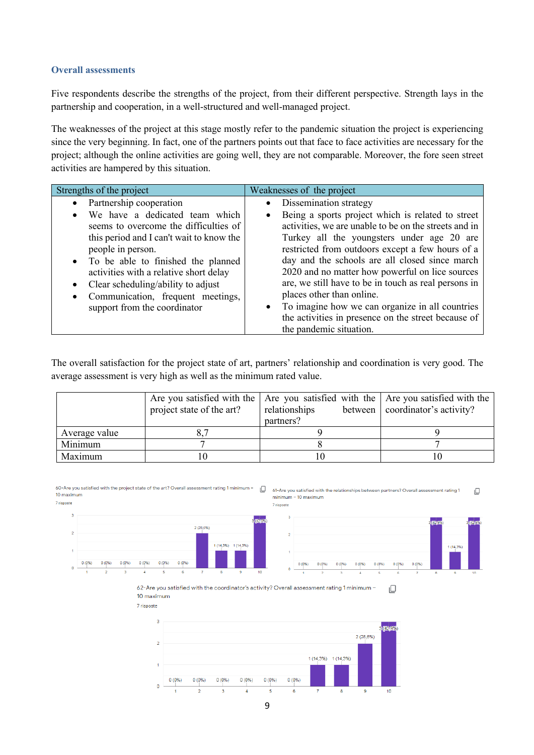### Overall assessments

Five respondents describe the strengths of the project, from their different perspective. Strength lays in the partnership and cooperation, in a well-structured and well-managed project.

The weaknesses of the project at this stage mostly refer to the pandemic situation the project is experiencing since the very beginning. In fact, one of the partners points out that face to face activities are necessary for the project; although the online activities are going well, they are not comparable. Moreover, the fore seen street activities are hampered by this situation.

| Strengths of the project | Weaknesses of the project |
|---|---|
| • Partnership cooperation<br>• We have a dedicated team which seems to overcome the difficulties of this period and I can't wait to know the people in person.<br>• To be able to finished the planned activities with a relative short delay<br>• Clear scheduling/ability to adjust<br>• Communication, frequent meetings, support from the coordinator | • Dissemination strategy<br>• Being a sports project which is related to street activities, we are unable to be on the streets and in Turkey all the youngsters under age 20 are restricted from outdoors except a few hours of a day and the schools are all closed since march 2020 and no matter how powerful on lice sources are, we still have to be in touch as real persons in places other than online.<br>• To imagine how we can organize in all countries the activities in presence on the street because of the pandemic situation. |

The overall satisfaction for the project state of art, partners' relationship and coordination is very good. The average assessment is very high as well as the minimum rated value.

| | Are you satisfied with the project state of the art? | Are you satisfied with the relationships between partners? | Are you satisfied with the coordinator's activity? |
|---|---|---|---|
| Average value | 8,7 | 9 | 9 |
| Minimum | 7 | 8 | 7 |
| Maximum | 10 | 10 | 10 |

60-Are you satisfied with the project state of the art? Overall assessment rating 1 minimum – 10 maximum
7 risposte

| Rating | 1 | 2 | 3 | 4 | 5 | 6 | 7 | 8 | 9 | 10 |
|---|---|---|---|---|---|---|---|---|---|---|
| Responses | 0 (0%) | 0 (0%) | 0 (0%) | 0 (0%) | 0 (0%) | 0 (0%) | 2 (28,6%) | 1 (14,3%) | 1 (14,3%) | 3 (42,9%) |

61-Are you satisfied with the relationships between partners? Overall assessment rating 1 minimum – 10 maximum
7 risposte

| Rating | 1 | 2 | 3 | 4 | 5 | 6 | 7 | 8 | 9 | 10 |
|---|---|---|---|---|---|---|---|---|---|---|
| Responses | 0 (0%) | 0 (0%) | 0 (0%) | 0 (0%) | 0 (0%) | 0 (0%) | 0 (0%) | 3 (42,9%) | 1 (14,3%) | 3 (42,9%) |

62-Are you satisfied with the coordinator's activity? Overall assessment rating 1 minimum – 10 maximum
7 risposte

| Rating | 1 | 2 | 3 | 4 | 5 | 6 | 7 | 8 | 9 | 10 |
|---|---|---|---|---|---|---|---|---|---|---|
| Responses | 0 (0%) | 0 (0%) | 0 (0%) | 0 (0%) | 0 (0%) | 0 (0%) | 1 (14,3%) | 1 (14,3%) | 2 (28,6%) | 3 (42,9%) |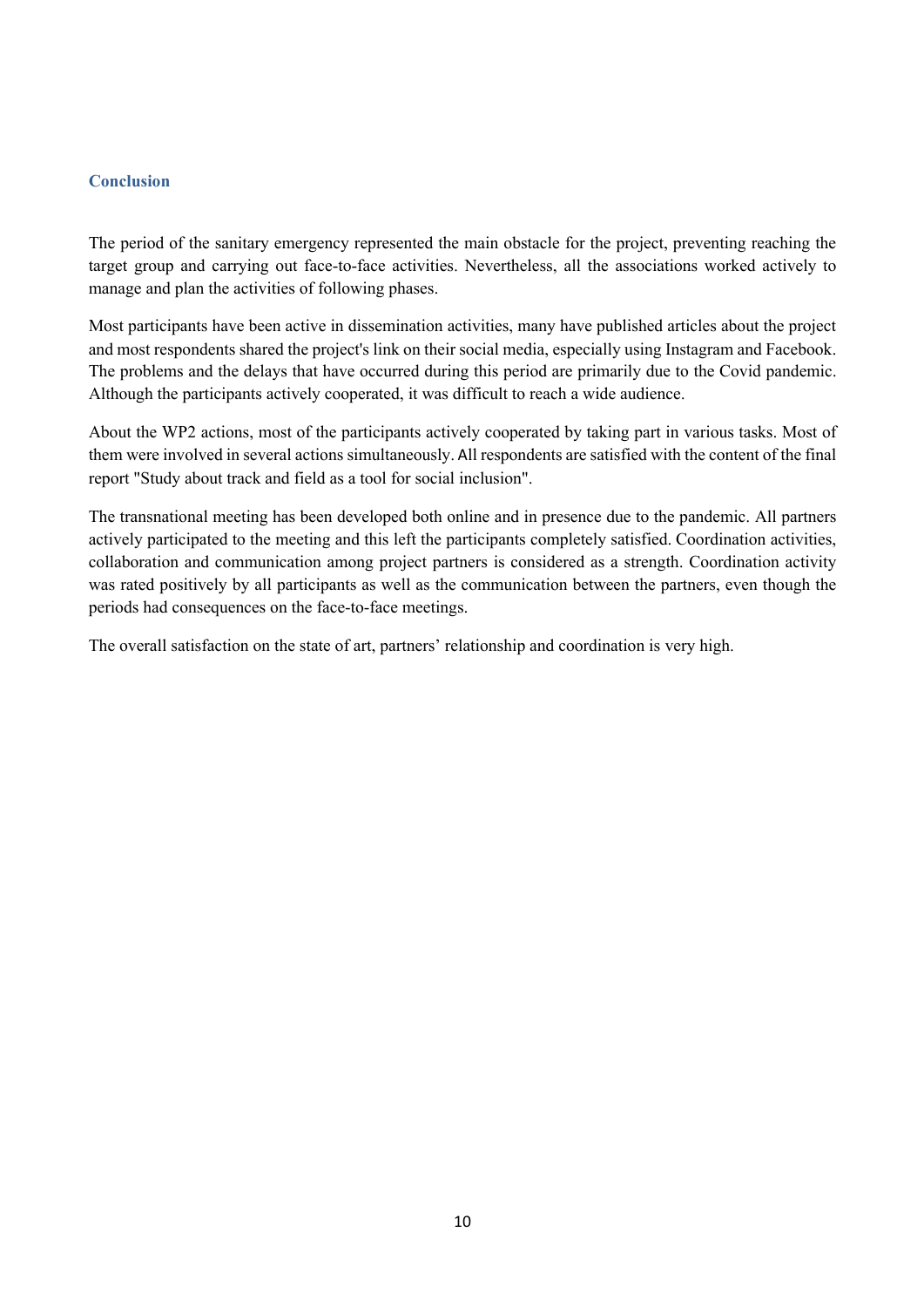### Conclusion

The period of the sanitary emergency represented the main obstacle for the project, preventing reaching the target group and carrying out face-to-face activities. Nevertheless, all the associations worked actively to manage and plan the activities of following phases.

Most participants have been active in dissemination activities, many have published articles about the project and most respondents shared the project's link on their social media, especially using Instagram and Facebook. The problems and the delays that have occurred during this period are primarily due to the Covid pandemic. Although the participants actively cooperated, it was difficult to reach a wide audience.

About the WP2 actions, most of the participants actively cooperated by taking part in various tasks. Most of them were involved in several actions simultaneously. All respondents are satisfied with the content of the final report "Study about track and field as a tool for social inclusion".

The transnational meeting has been developed both online and in presence due to the pandemic. All partners actively participated to the meeting and this left the participants completely satisfied. Coordination activities, collaboration and communication among project partners is considered as a strength. Coordination activity was rated positively by all participants as well as the communication between the partners, even though the periods had consequences on the face-to-face meetings.

The overall satisfaction on the state of art, partners' relationship and coordination is very high.